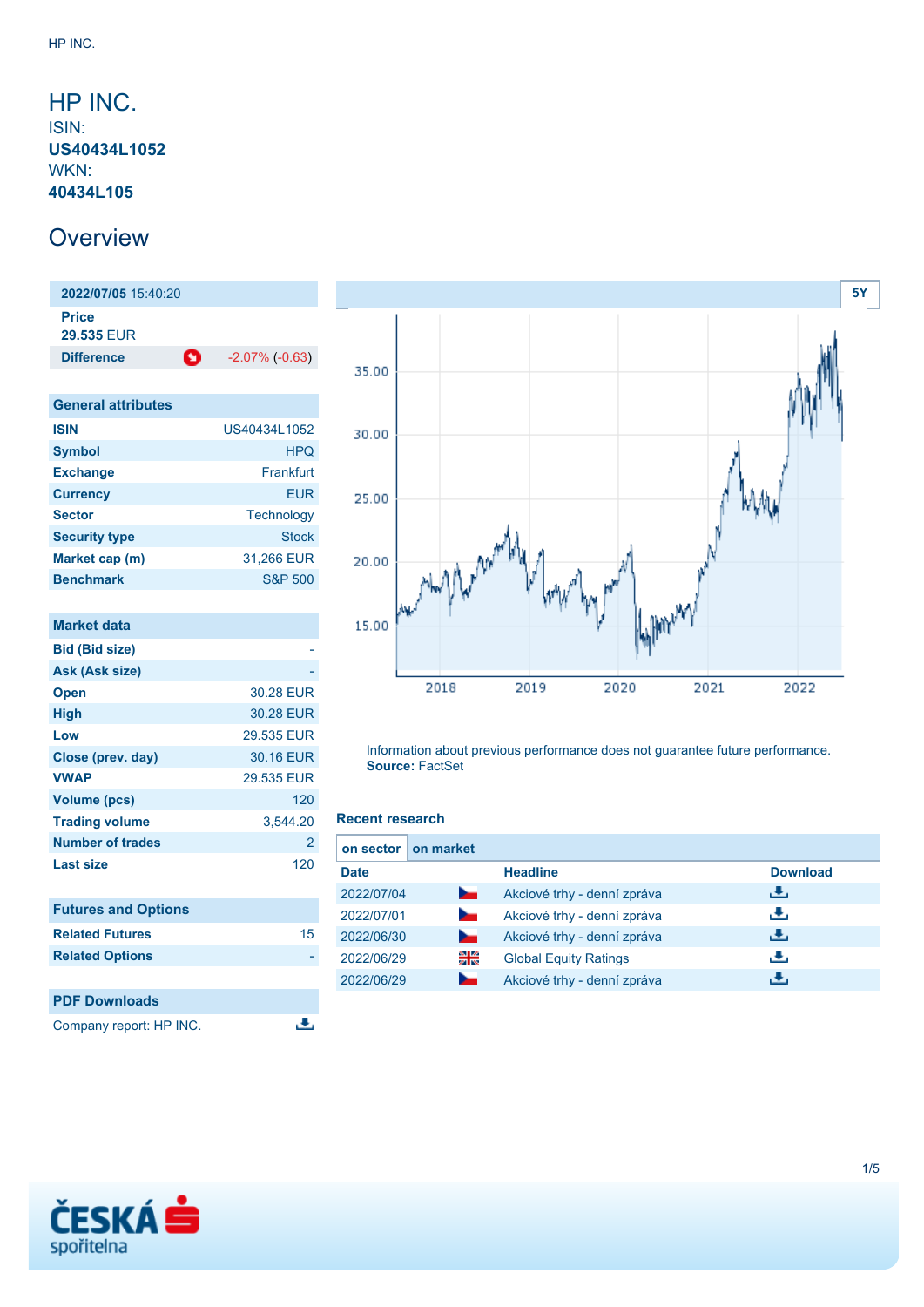# HP INC.

ISIN: **US40434L1052**
WKN: **40434L105**

## Overview

**2022/07/05** 15:40:20

| | |
|---|---|
| **Price** | 29.535 EUR |
| **Difference** | -2.07% (-0.63) |

### General attributes

| | |
|---|---|
| **ISIN** | US40434L1052 |
| **Symbol** | HPQ |
| **Exchange** | Frankfurt |
| **Currency** | EUR |
| **Sector** | Technology |
| **Security type** | Stock |
| **Market cap (m)** | 31,266 EUR |
| **Benchmark** | S&P 500 |

### Market data

| | |
|---|---|
| **Bid (Bid size)** | - |
| **Ask (Ask size)** | - |
| **Open** | 30.28 EUR |
| **High** | 30.28 EUR |
| **Low** | 29.535 EUR |
| **Close (prev. day)** | 30.16 EUR |
| **VWAP** | 29.535 EUR |
| **Volume (pcs)** | 120 |
| **Trading volume** | 3,544.20 |
| **Number of trades** | 2 |
| **Last size** | 120 |

### Futures and Options

| | |
|---|---|
| **Related Futures** | 15 |
| **Related Options** | - |

### PDF Downloads

Company report: HP INC.

Information about previous performance does not guarantee future performance.
**Source:** FactSet

### Recent research

on sector | on market

| Date | Headline | Download |
|---|---|---|
| 2022/07/04 | Akciové trhy - denní zpráva | |
| 2022/07/01 | Akciové trhy - denní zpráva | |
| 2022/06/30 | Akciové trhy - denní zpráva | |
| 2022/06/29 | Global Equity Ratings | |
| 2022/06/29 | Akciové trhy - denní zpráva | |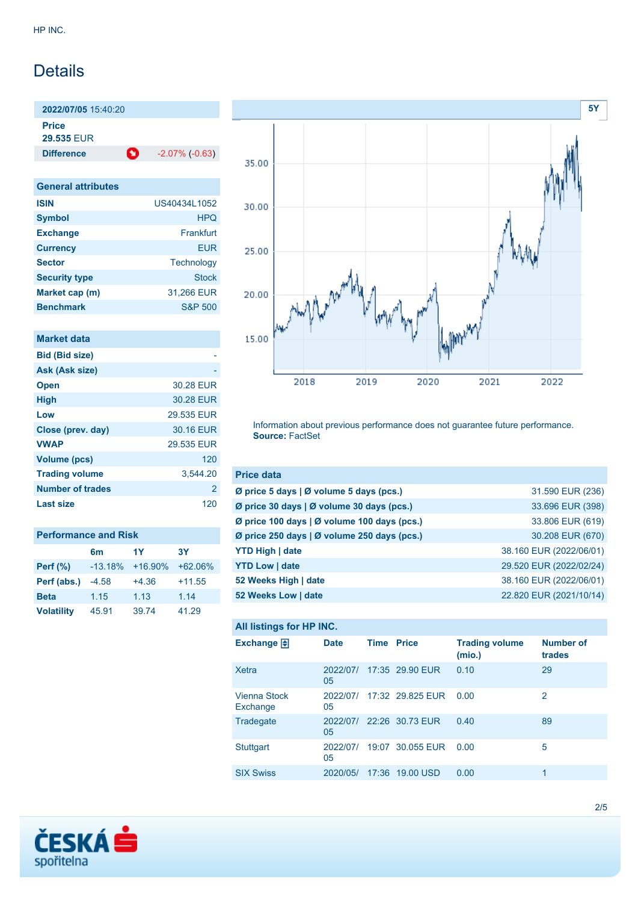# Details

| 2022/07/05 15:40:20 | |
|---|---|
| **Price** | |
| **29.535** EUR | |
| **Difference** | -2.07% (-0.63) |

| General attributes | |
|---|---|
| **ISIN** | US40434L1052 |
| **Symbol** | HPQ |
| **Exchange** | Frankfurt |
| **Currency** | EUR |
| **Sector** | Technology |
| **Security type** | Stock |
| **Market cap (m)** | 31,266 EUR |
| **Benchmark** | S&P 500 |

| Market data | |
|---|---|
| **Bid (Bid size)** | - |
| **Ask (Ask size)** | - |
| **Open** | 30.28 EUR |
| **High** | 30.28 EUR |
| **Low** | 29.535 EUR |
| **Close (prev. day)** | 30.16 EUR |
| **VWAP** | 29.535 EUR |
| **Volume (pcs)** | 120 |
| **Trading volume** | 3,544.20 |
| **Number of trades** | 2 |
| **Last size** | 120 |

| Performance and Risk | 6m | 1Y | 3Y |
|---|---|---|---|
| **Perf (%)** | -13.18% | +16.90% | +62.06% |
| **Perf (abs.)** | -4.58 | +4.36 | +11.55 |
| **Beta** | 1.15 | 1.13 | 1.14 |
| **Volatility** | 45.91 | 39.74 | 41.29 |

Information about previous performance does not guarantee future performance.
**Source:** FactSet

| Price data | |
|---|---|
| **Ø price 5 days \| Ø volume 5 days (pcs.)** | 31.590 EUR (236) |
| **Ø price 30 days \| Ø volume 30 days (pcs.)** | 33.696 EUR (398) |
| **Ø price 100 days \| Ø volume 100 days (pcs.)** | 33.806 EUR (619) |
| **Ø price 250 days \| Ø volume 250 days (pcs.)** | 30.208 EUR (670) |
| **YTD High \| date** | 38.160 EUR (2022/06/01) |
| **YTD Low \| date** | 29.520 EUR (2022/02/24) |
| **52 Weeks High \| date** | 38.160 EUR (2022/06/01) |
| **52 Weeks Low \| date** | 22.820 EUR (2021/10/14) |

**All listings for HP INC.**

| Exchange | Date | Time | Price | Trading volume (mio.) | Number of trades |
|---|---|---|---|---|---|
| Xetra | 2022/07/05 | 17:35 | 29.90 EUR | 0.10 | 29 |
| Vienna Stock Exchange | 2022/07/05 | 17:32 | 29.825 EUR | 0.00 | 2 |
| Tradegate | 2022/07/05 | 22:26 | 30.73 EUR | 0.40 | 89 |
| Stuttgart | 2022/07/05 | 19:07 | 30.055 EUR | 0.00 | 5 |
| SIX Swiss | 2020/05/ | 17:36 | 19.00 USD | 0.00 | 1 |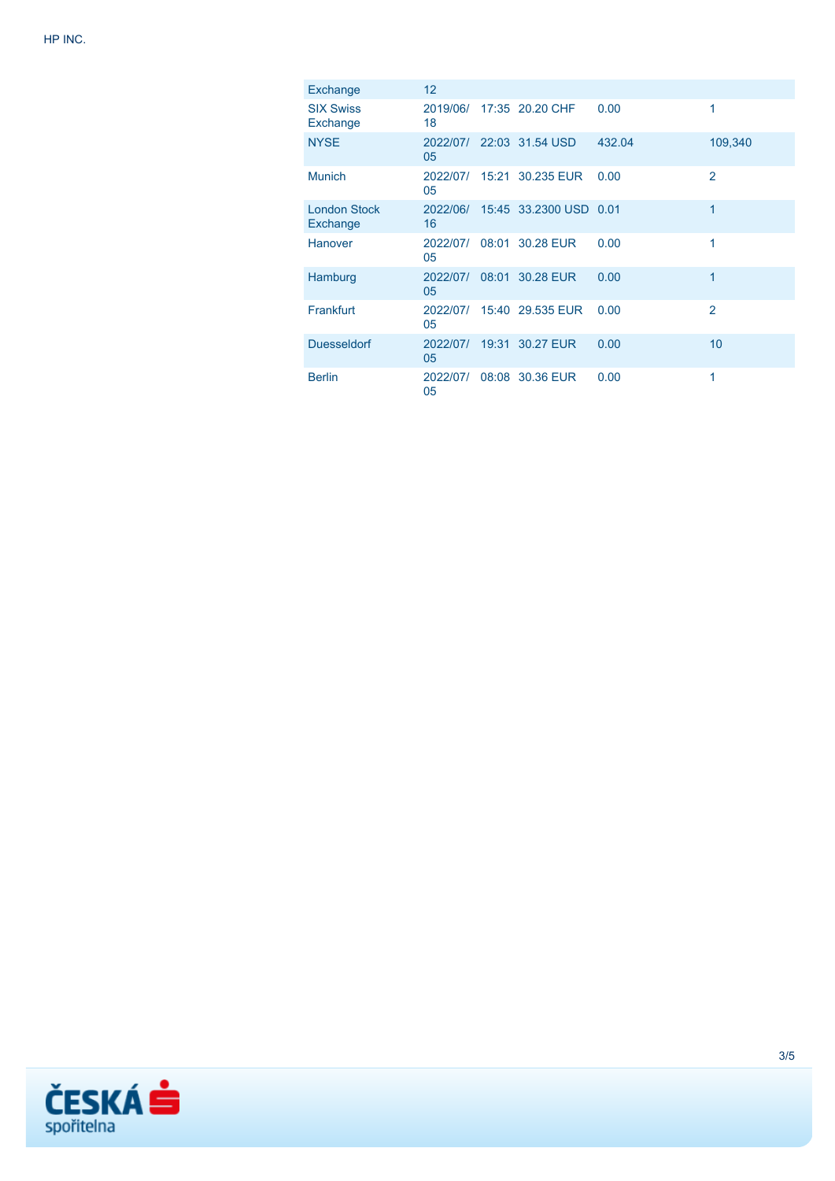| Exchange | 12 | | | | |
|---|---|---|---|---|---|
| SIX Swiss Exchange | 2019/06/18 | 17:35 | 20.20 CHF | 0.00 | 1 |
| NYSE | 2022/07/05 | 22:03 | 31.54 USD | 432.04 | 109,340 |
| Munich | 2022/07/05 | 15:21 | 30.235 EUR | 0.00 | 2 |
| London Stock Exchange | 2022/06/16 | 15:45 | 33.2300 USD | 0.01 | 1 |
| Hanover | 2022/07/05 | 08:01 | 30.28 EUR | 0.00 | 1 |
| Hamburg | 2022/07/05 | 08:01 | 30.28 EUR | 0.00 | 1 |
| Frankfurt | 2022/07/05 | 15:40 | 29.535 EUR | 0.00 | 2 |
| Duesseldorf | 2022/07/05 | 19:31 | 30.27 EUR | 0.00 | 10 |
| Berlin | 2022/07/05 | 08:08 | 30.36 EUR | 0.00 | 1 |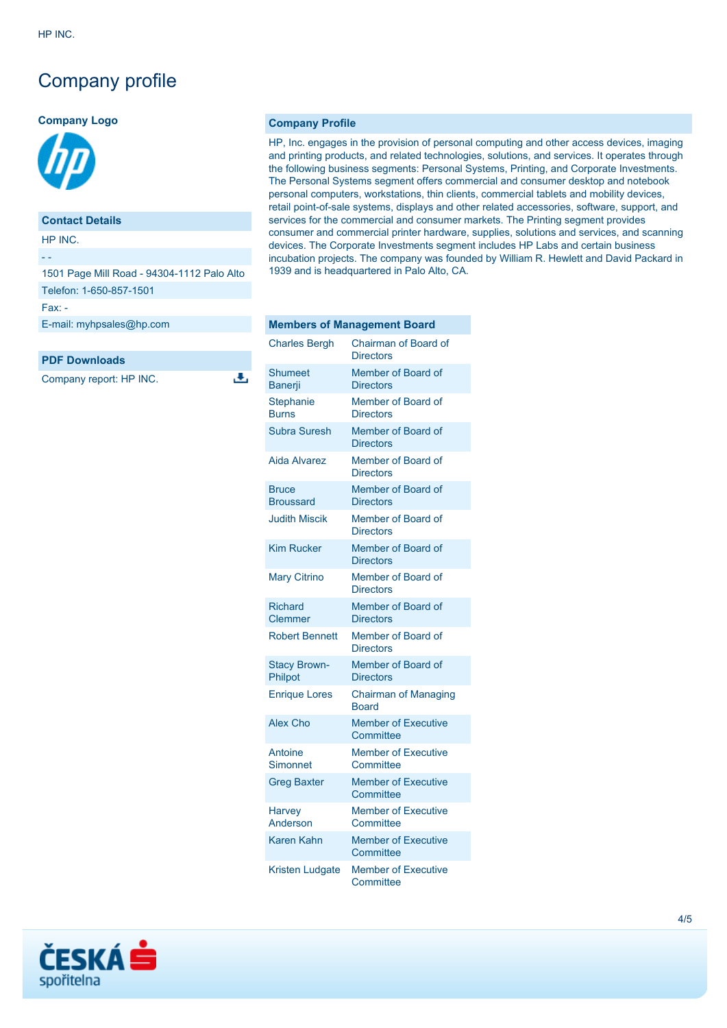# Company profile

**Company Logo**

## Contact Details

HP INC.

- -

1501 Page Mill Road - 94304-1112 Palo Alto

Telefon: 1-650-857-1501

Fax: -

E-mail: myhpsales@hp.com

## PDF Downloads

Company report: HP INC.

## Company Profile

HP, Inc. engages in the provision of personal computing and other access devices, imaging and printing products, and related technologies, solutions, and services. It operates through the following business segments: Personal Systems, Printing, and Corporate Investments. The Personal Systems segment offers commercial and consumer desktop and notebook personal computers, workstations, thin clients, commercial tablets and mobility devices, retail point-of-sale systems, displays and other related accessories, software, support, and services for the commercial and consumer markets. The Printing segment provides consumer and commercial printer hardware, supplies, solutions and services, and scanning devices. The Corporate Investments segment includes HP Labs and certain business incubation projects. The company was founded by William R. Hewlett and David Packard in 1939 and is headquartered in Palo Alto, CA.

## Members of Management Board

| Name | Position |
|---|---|
| Charles Bergh | Chairman of Board of Directors |
| Shumeet Banerji | Member of Board of Directors |
| Stephanie Burns | Member of Board of Directors |
| Subra Suresh | Member of Board of Directors |
| Aida Alvarez | Member of Board of Directors |
| Bruce Broussard | Member of Board of Directors |
| Judith Miscik | Member of Board of Directors |
| Kim Rucker | Member of Board of Directors |
| Mary Citrino | Member of Board of Directors |
| Richard Clemmer | Member of Board of Directors |
| Robert Bennett | Member of Board of Directors |
| Stacy Brown-Philpot | Member of Board of Directors |
| Enrique Lores | Chairman of Managing Board |
| Alex Cho | Member of Executive Committee |
| Antoine Simonnet | Member of Executive Committee |
| Greg Baxter | Member of Executive Committee |
| Harvey Anderson | Member of Executive Committee |
| Karen Kahn | Member of Executive Committee |
| Kristen Ludgate | Member of Executive Committee |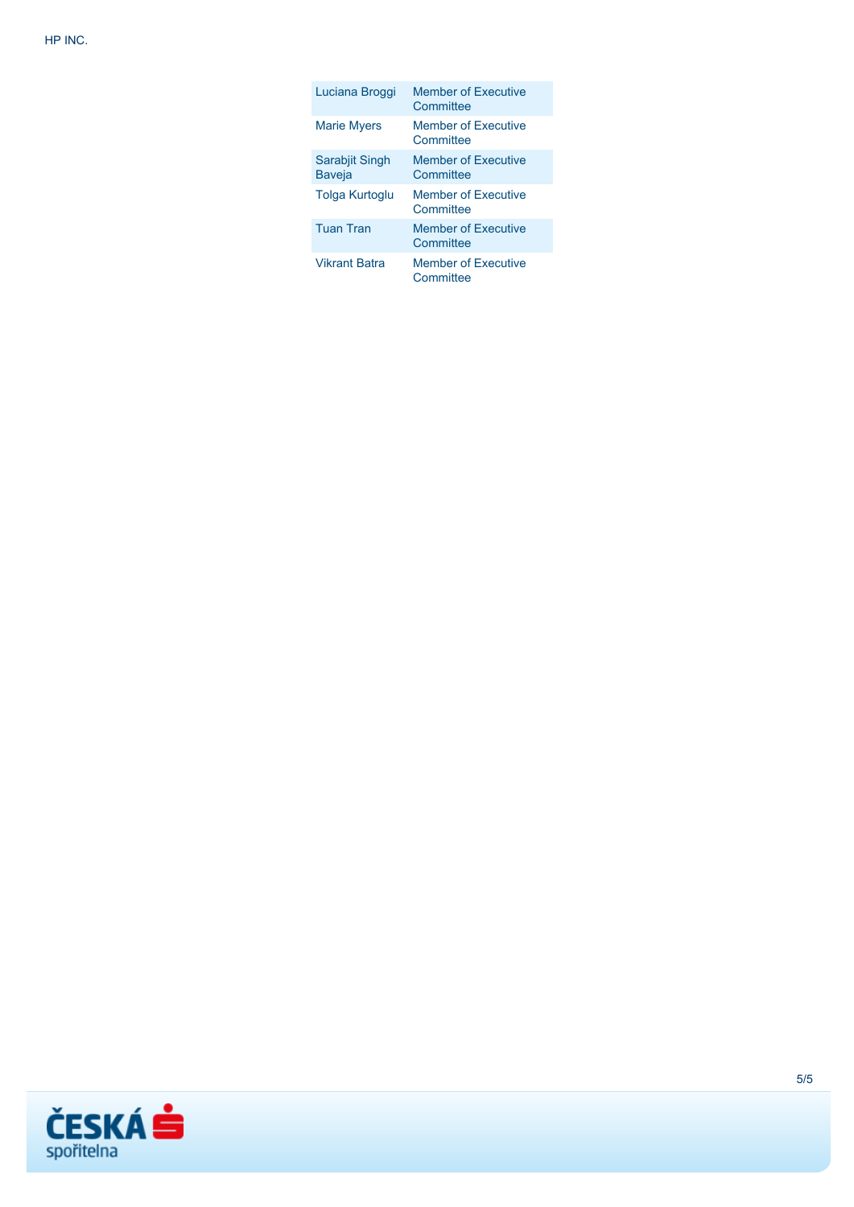| | |
|---|---|
| Luciana Broggi | Member of Executive Committee |
| Marie Myers | Member of Executive Committee |
| Sarabjit Singh Baveja | Member of Executive Committee |
| Tolga Kurtoglu | Member of Executive Committee |
| Tuan Tran | Member of Executive Committee |
| Vikrant Batra | Member of Executive Committee |